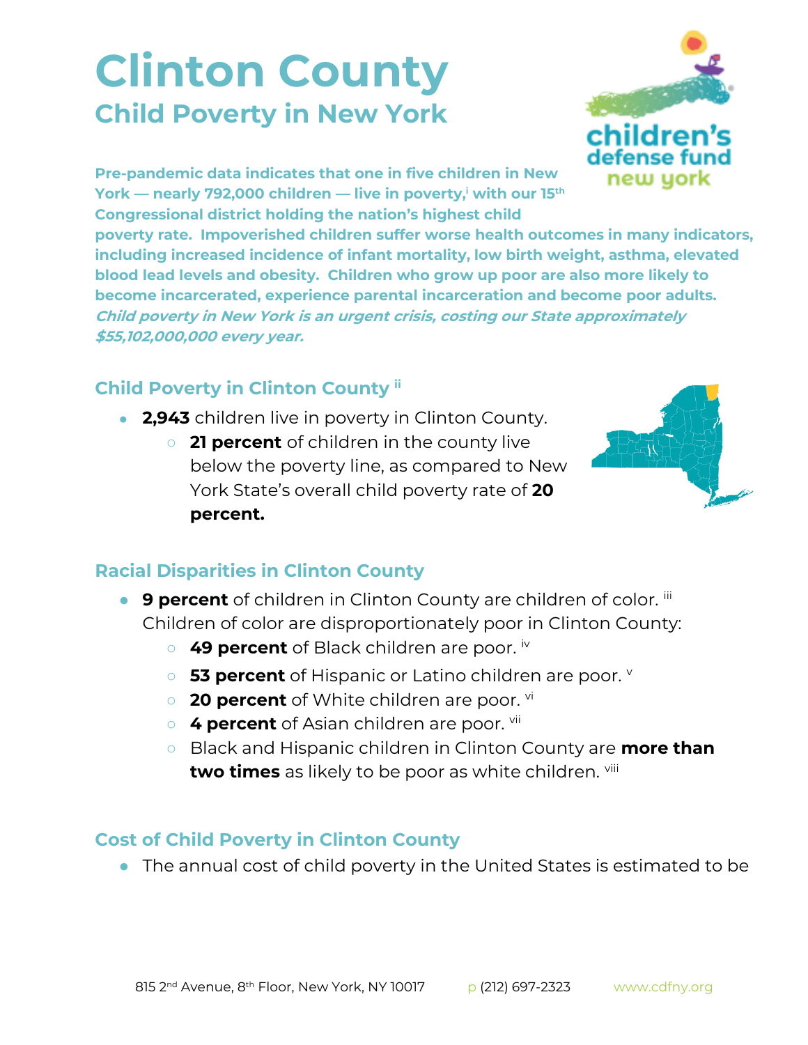# Clinton County

## Child Poverty in New York

**Pre-pandemic data indicates that one in five children in New York — nearly 792,000 children — live in poverty,[i] with our 15th Congressional district holding the nation's highest child poverty rate. Impoverished children suffer worse health outcomes in many indicators, including increased incidence of infant mortality, low birth weight, asthma, elevated blood lead levels and obesity. Children who grow up poor are also more likely to become incarcerated, experience parental incarceration and become poor adults.** ***Child poverty in New York is an urgent crisis, costing our State approximately $55,102,000,000 every year.***

### Child Poverty in Clinton County [ii]

- **2,943** children live in poverty in Clinton County.
  - **21 percent** of children in the county live below the poverty line, as compared to New York State's overall child poverty rate of **20 percent.**

### Racial Disparities in Clinton County

- **9 percent** of children in Clinton County are children of color. [iii] Children of color are disproportionately poor in Clinton County:
  - **49 percent** of Black children are poor. [iv]
  - **53 percent** of Hispanic or Latino children are poor. [v]
  - **20 percent** of White children are poor. [vi]
  - **4 percent** of Asian children are poor. [vii]
  - Black and Hispanic children in Clinton County are **more than two times** as likely to be poor as white children. [viii]

### Cost of Child Poverty in Clinton County

- The annual cost of child poverty in the United States is estimated to be

815 2nd Avenue, 8th Floor, New York, NY 10017 p (212) 697-2323 www.cdfny.org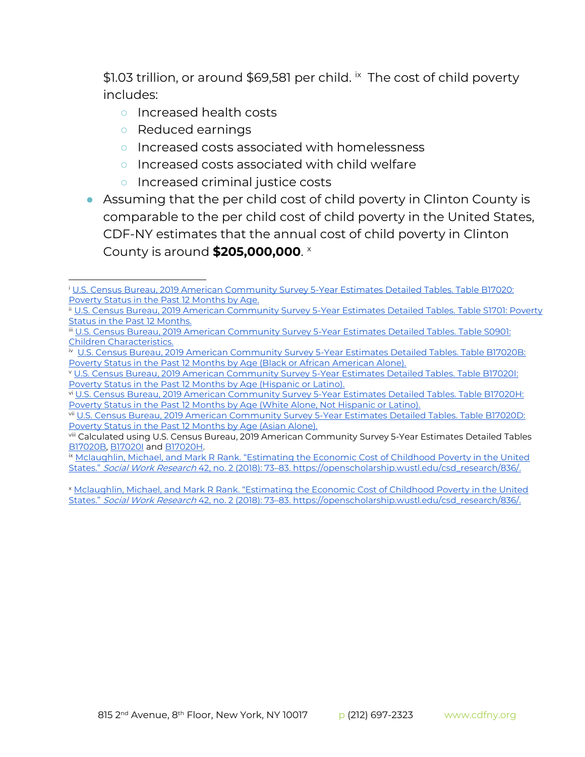$1.03 trillion, or around $69,581 per child. [ix] The cost of child poverty includes:

- Increased health costs
- Reduced earnings
- Increased costs associated with homelessness
- Increased costs associated with child welfare
- Increased criminal justice costs

- Assuming that the per child cost of child poverty in Clinton County is comparable to the per child cost of child poverty in the United States, CDF-NY estimates that the annual cost of child poverty in Clinton County is around **$205,000,000**. [x]

---

[i] U.S. Census Bureau, 2019 American Community Survey 5-Year Estimates Detailed Tables. Table B17020: Poverty Status in the Past 12 Months by Age.

[ii] U.S. Census Bureau, 2019 American Community Survey 5-Year Estimates Detailed Tables. Table S1701: Poverty Status in the Past 12 Months.

[iii] U.S. Census Bureau, 2019 American Community Survey 5-Year Estimates Detailed Tables. Table S0901: Children Characteristics.

[iv] U.S. Census Bureau, 2019 American Community Survey 5-Year Estimates Detailed Tables. Table B17020B: Poverty Status in the Past 12 Months by Age (Black or African American Alone).

[v] U.S. Census Bureau, 2019 American Community Survey 5-Year Estimates Detailed Tables. Table B17020I: Poverty Status in the Past 12 Months by Age (Hispanic or Latino).

[vi] U.S. Census Bureau, 2019 American Community Survey 5-Year Estimates Detailed Tables. Table B17020H: Poverty Status in the Past 12 Months by Age (White Alone, Not Hispanic or Latino).

[vii] U.S. Census Bureau, 2019 American Community Survey 5-Year Estimates Detailed Tables. Table B17020D: Poverty Status in the Past 12 Months by Age (Asian Alone).

[viii] Calculated using U.S. Census Bureau, 2019 American Community Survey 5-Year Estimates Detailed Tables B17020B, B17020I and B17020H.

[ix] Mclaughlin, Michael, and Mark R Rank. "Estimating the Economic Cost of Childhood Poverty in the United States." *Social Work Research* 42, no. 2 (2018): 73–83. https://openscholarship.wustl.edu/csd_research/836/.

[x] Mclaughlin, Michael, and Mark R Rank. "Estimating the Economic Cost of Childhood Poverty in the United States." *Social Work Research* 42, no. 2 (2018): 73–83. https://openscholarship.wustl.edu/csd_research/836/.

815 2nd Avenue, 8th Floor, New York, NY 10017 p (212) 697-2323 www.cdfny.org